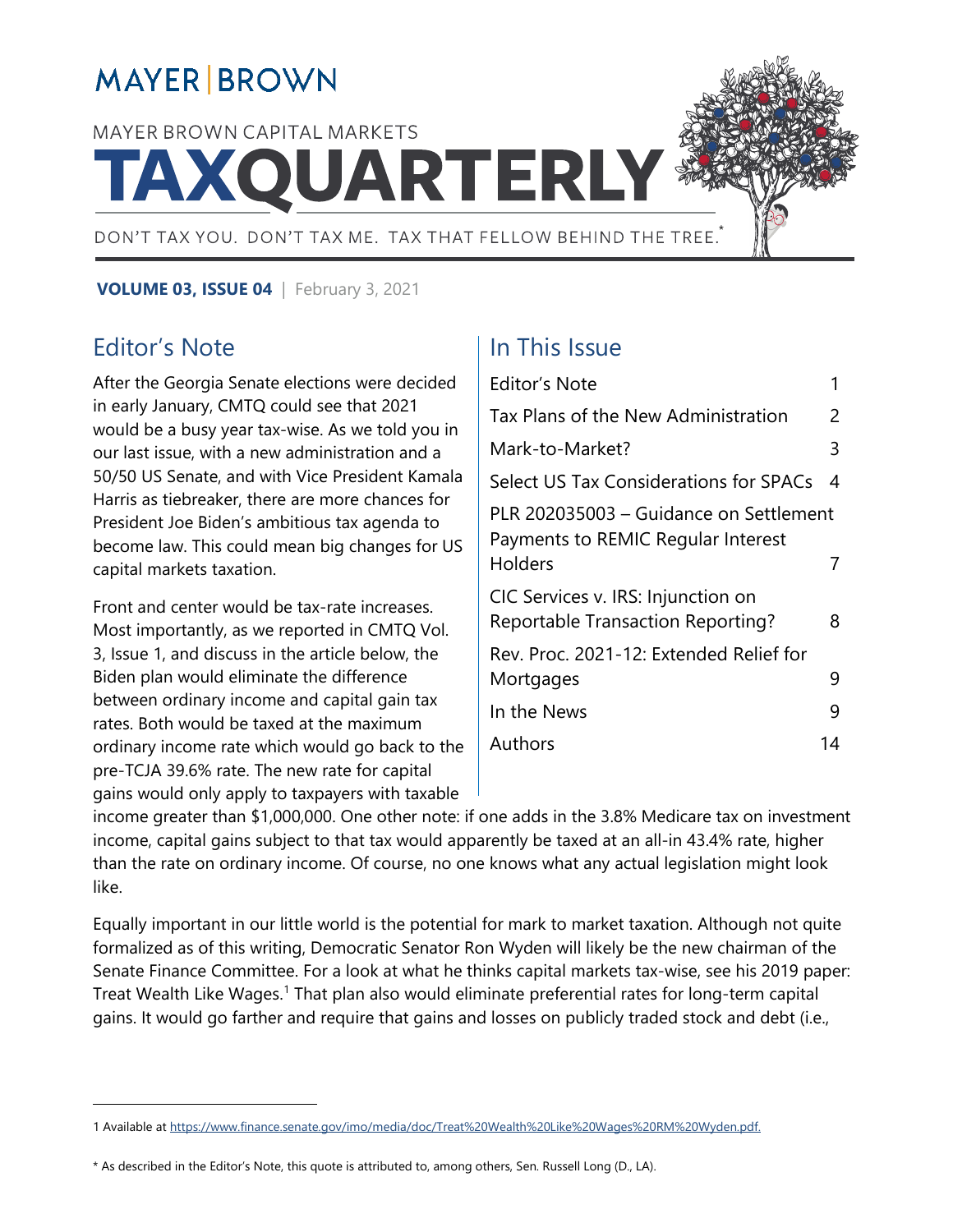MAYER | BROWN

MAYER BROWN CAPITAL MARKETS

# TAXQUARTERLY

DON'T TAX YOU. DON'T TAX ME. TAX THAT FELLOW BEHIND THE TREE.*

**VOLUME 03, ISSUE 04** | February 3, 2021

## In This Issue

| | |
|---|---|
| Editor's Note | 1 |
| Tax Plans of the New Administration | 2 |
| Mark-to-Market? | 3 |
| Select US Tax Considerations for SPACs | 4 |
| PLR 202035003 – Guidance on Settlement Payments to REMIC Regular Interest Holders | 7 |
| CIC Services v. IRS: Injunction on Reportable Transaction Reporting? | 8 |
| Rev. Proc. 2021-12: Extended Relief for Mortgages | 9 |
| In the News | 9 |
| Authors | 14 |

## Editor's Note

After the Georgia Senate elections were decided in early January, CMTQ could see that 2021 would be a busy year tax-wise. As we told you in our last issue, with a new administration and a 50/50 US Senate, and with Vice President Kamala Harris as tiebreaker, there are more chances for President Joe Biden's ambitious tax agenda to become law. This could mean big changes for US capital markets taxation.

Front and center would be tax-rate increases. Most importantly, as we reported in CMTQ Vol. 3, Issue 1, and discuss in the article below, the Biden plan would eliminate the difference between ordinary income and capital gain tax rates. Both would be taxed at the maximum ordinary income rate which would go back to the pre-TCJA 39.6% rate. The new rate for capital gains would only apply to taxpayers with taxable income greater than $1,000,000. One other note: if one adds in the 3.8% Medicare tax on investment income, capital gains subject to that tax would apparently be taxed at an all-in 43.4% rate, higher than the rate on ordinary income. Of course, no one knows what any actual legislation might look like.

Equally important in our little world is the potential for mark to market taxation. Although not quite formalized as of this writing, Democratic Senator Ron Wyden will likely be the new chairman of the Senate Finance Committee. For a look at what he thinks capital markets tax-wise, see his 2019 paper: Treat Wealth Like Wages.[1] That plan also would eliminate preferential rates for long-term capital gains. It would go farther and require that gains and losses on publicly traded stock and debt (i.e.,

---

1 Available at https://www.finance.senate.gov/imo/media/doc/Treat%20Wealth%20Like%20Wages%20RM%20Wyden.pdf.

* As described in the Editor's Note, this quote is attributed to, among others, Sen. Russell Long (D., LA).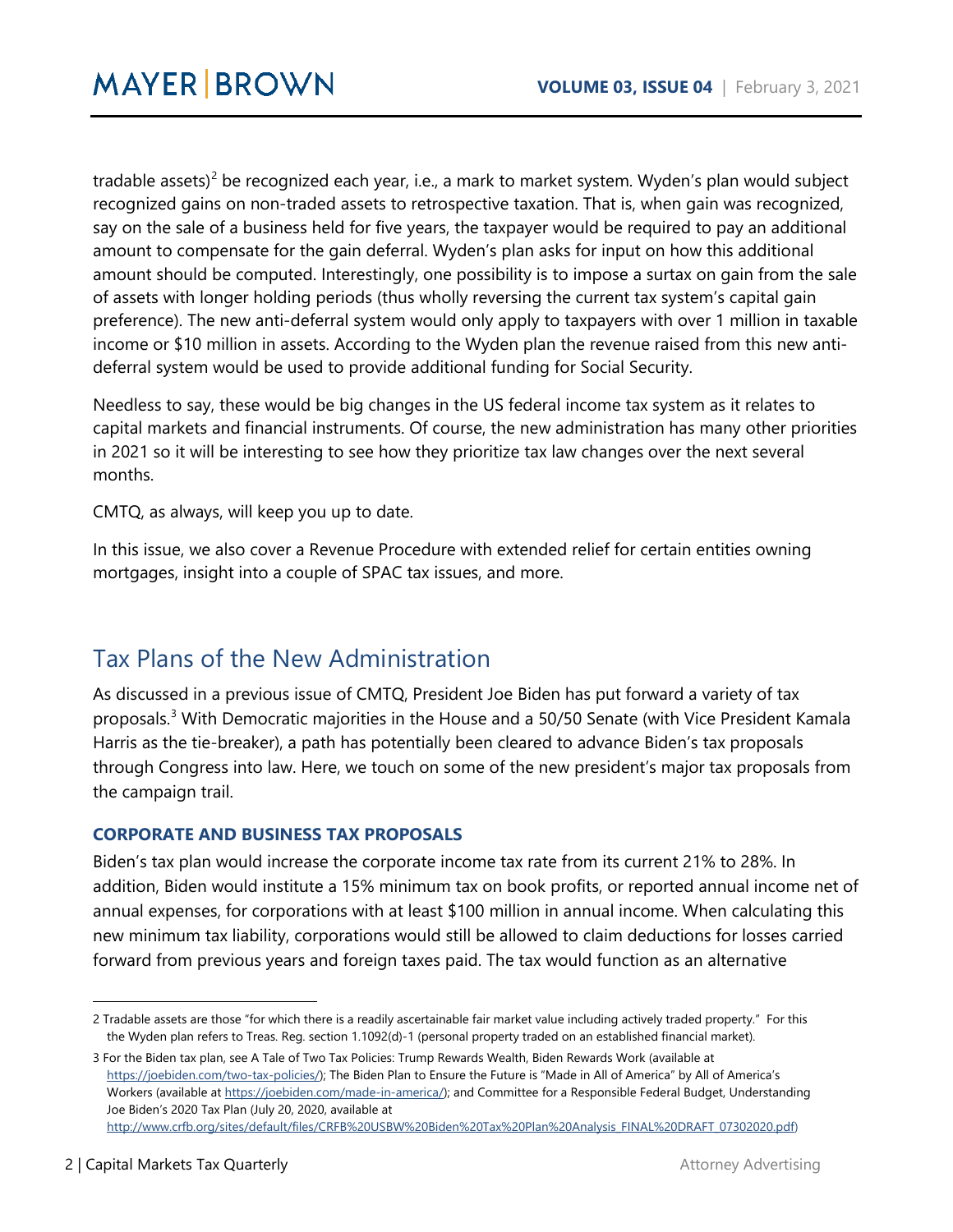tradable assets)[2] be recognized each year, i.e., a mark to market system. Wyden's plan would subject recognized gains on non-traded assets to retrospective taxation. That is, when gain was recognized, say on the sale of a business held for five years, the taxpayer would be required to pay an additional amount to compensate for the gain deferral. Wyden's plan asks for input on how this additional amount should be computed. Interestingly, one possibility is to impose a surtax on gain from the sale of assets with longer holding periods (thus wholly reversing the current tax system's capital gain preference). The new anti-deferral system would only apply to taxpayers with over 1 million in taxable income or $10 million in assets. According to the Wyden plan the revenue raised from this new anti-deferral system would be used to provide additional funding for Social Security.

Needless to say, these would be big changes in the US federal income tax system as it relates to capital markets and financial instruments. Of course, the new administration has many other priorities in 2021 so it will be interesting to see how they prioritize tax law changes over the next several months.

CMTQ, as always, will keep you up to date.

In this issue, we also cover a Revenue Procedure with extended relief for certain entities owning mortgages, insight into a couple of SPAC tax issues, and more.

## Tax Plans of the New Administration

As discussed in a previous issue of CMTQ, President Joe Biden has put forward a variety of tax proposals.[3] With Democratic majorities in the House and a 50/50 Senate (with Vice President Kamala Harris as the tie-breaker), a path has potentially been cleared to advance Biden's tax proposals through Congress into law. Here, we touch on some of the new president's major tax proposals from the campaign trail.

### CORPORATE AND BUSINESS TAX PROPOSALS

Biden's tax plan would increase the corporate income tax rate from its current 21% to 28%. In addition, Biden would institute a 15% minimum tax on book profits, or reported annual income net of annual expenses, for corporations with at least $100 million in annual income. When calculating this new minimum tax liability, corporations would still be allowed to claim deductions for losses carried forward from previous years and foreign taxes paid. The tax would function as an alternative

---

2 Tradable assets are those "for which there is a readily ascertainable fair market value including actively traded property." For this the Wyden plan refers to Treas. Reg. section 1.1092(d)-1 (personal property traded on an established financial market).

3 For the Biden tax plan, see A Tale of Two Tax Policies: Trump Rewards Wealth, Biden Rewards Work (available at https://joebiden.com/two-tax-policies/); The Biden Plan to Ensure the Future is "Made in All of America" by All of America's Workers (available at https://joebiden.com/made-in-america/); and Committee for a Responsible Federal Budget, Understanding Joe Biden's 2020 Tax Plan (July 20, 2020, available at http://www.crfb.org/sites/default/files/CRFB%20USBW%20Biden%20Tax%20Plan%20Analysis_FINAL%20DRAFT_07302020.pdf)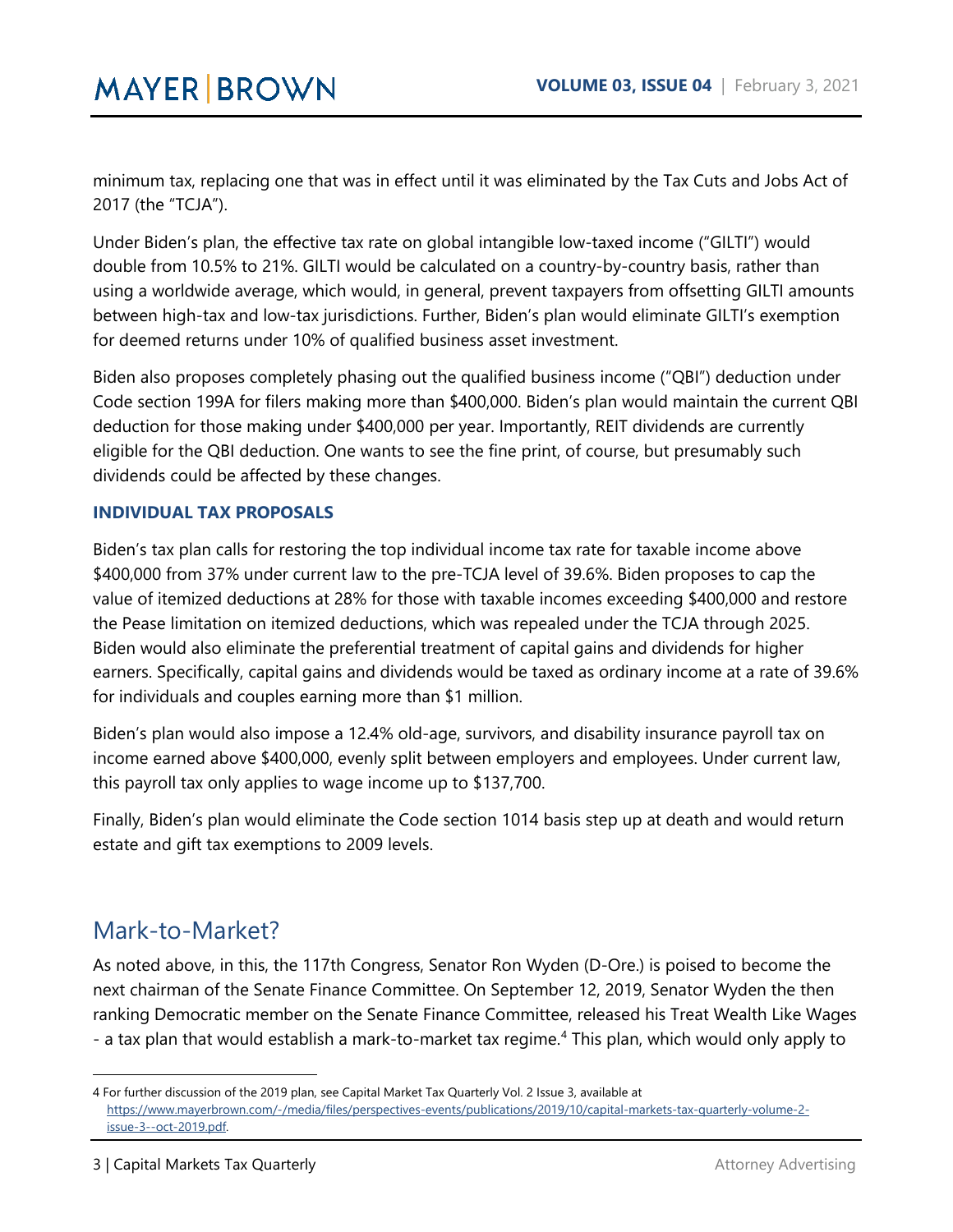minimum tax, replacing one that was in effect until it was eliminated by the Tax Cuts and Jobs Act of 2017 (the "TCJA").

Under Biden's plan, the effective tax rate on global intangible low-taxed income ("GILTI") would double from 10.5% to 21%. GILTI would be calculated on a country-by-country basis, rather than using a worldwide average, which would, in general, prevent taxpayers from offsetting GILTI amounts between high-tax and low-tax jurisdictions. Further, Biden's plan would eliminate GILTI's exemption for deemed returns under 10% of qualified business asset investment.

Biden also proposes completely phasing out the qualified business income ("QBI") deduction under Code section 199A for filers making more than $400,000. Biden's plan would maintain the current QBI deduction for those making under $400,000 per year. Importantly, REIT dividends are currently eligible for the QBI deduction. One wants to see the fine print, of course, but presumably such dividends could be affected by these changes.

### INDIVIDUAL TAX PROPOSALS

Biden's tax plan calls for restoring the top individual income tax rate for taxable income above $400,000 from 37% under current law to the pre-TCJA level of 39.6%. Biden proposes to cap the value of itemized deductions at 28% for those with taxable incomes exceeding $400,000 and restore the Pease limitation on itemized deductions, which was repealed under the TCJA through 2025. Biden would also eliminate the preferential treatment of capital gains and dividends for higher earners. Specifically, capital gains and dividends would be taxed as ordinary income at a rate of 39.6% for individuals and couples earning more than $1 million.

Biden's plan would also impose a 12.4% old-age, survivors, and disability insurance payroll tax on income earned above $400,000, evenly split between employers and employees. Under current law, this payroll tax only applies to wage income up to $137,700.

Finally, Biden's plan would eliminate the Code section 1014 basis step up at death and would return estate and gift tax exemptions to 2009 levels.

## Mark-to-Market?

As noted above, in this, the 117th Congress, Senator Ron Wyden (D-Ore.) is poised to become the next chairman of the Senate Finance Committee. On September 12, 2019, Senator Wyden the then ranking Democratic member on the Senate Finance Committee, released his Treat Wealth Like Wages - a tax plan that would establish a mark-to-market tax regime.[4] This plan, which would only apply to

---

4 For further discussion of the 2019 plan, see Capital Market Tax Quarterly Vol. 2 Issue 3, available at https://www.mayerbrown.com/-/media/files/perspectives-events/publications/2019/10/capital-markets-tax-quarterly-volume-2-issue-3--oct-2019.pdf.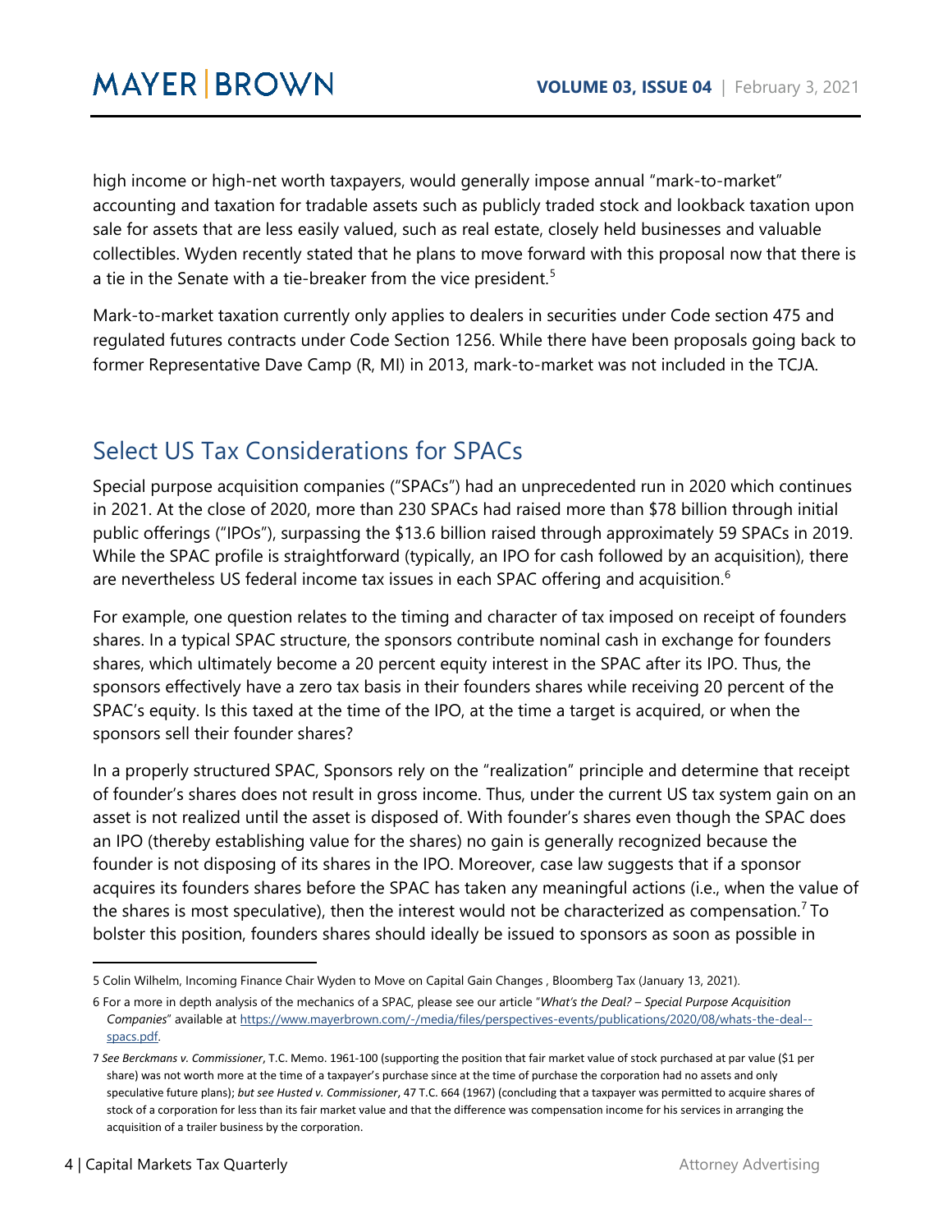high income or high-net worth taxpayers, would generally impose annual "mark-to-market" accounting and taxation for tradable assets such as publicly traded stock and lookback taxation upon sale for assets that are less easily valued, such as real estate, closely held businesses and valuable collectibles. Wyden recently stated that he plans to move forward with this proposal now that there is a tie in the Senate with a tie-breaker from the vice president.[5]

Mark-to-market taxation currently only applies to dealers in securities under Code section 475 and regulated futures contracts under Code Section 1256. While there have been proposals going back to former Representative Dave Camp (R, MI) in 2013, mark-to-market was not included in the TCJA.

## Select US Tax Considerations for SPACs

Special purpose acquisition companies ("SPACs") had an unprecedented run in 2020 which continues in 2021. At the close of 2020, more than 230 SPACs had raised more than $78 billion through initial public offerings ("IPOs"), surpassing the $13.6 billion raised through approximately 59 SPACs in 2019. While the SPAC profile is straightforward (typically, an IPO for cash followed by an acquisition), there are nevertheless US federal income tax issues in each SPAC offering and acquisition.[6]

For example, one question relates to the timing and character of tax imposed on receipt of founders shares. In a typical SPAC structure, the sponsors contribute nominal cash in exchange for founders shares, which ultimately become a 20 percent equity interest in the SPAC after its IPO. Thus, the sponsors effectively have a zero tax basis in their founders shares while receiving 20 percent of the SPAC's equity. Is this taxed at the time of the IPO, at the time a target is acquired, or when the sponsors sell their founder shares?

In a properly structured SPAC, Sponsors rely on the "realization" principle and determine that receipt of founder's shares does not result in gross income. Thus, under the current US tax system gain on an asset is not realized until the asset is disposed of. With founder's shares even though the SPAC does an IPO (thereby establishing value for the shares) no gain is generally recognized because the founder is not disposing of its shares in the IPO. Moreover, case law suggests that if a sponsor acquires its founders shares before the SPAC has taken any meaningful actions (i.e., when the value of the shares is most speculative), then the interest would not be characterized as compensation.[7] To bolster this position, founders shares should ideally be issued to sponsors as soon as possible in

---

5 Colin Wilhelm, Incoming Finance Chair Wyden to Move on Capital Gain Changes , Bloomberg Tax (January 13, 2021).

6 For a more in depth analysis of the mechanics of a SPAC, please see our article "*What's the Deal? – Special Purpose Acquisition Companies*" available at https://www.mayerbrown.com/-/media/files/perspectives-events/publications/2020/08/whats-the-deal--spacs.pdf.

7 *See Berckmans v. Commissioner*, T.C. Memo. 1961-100 (supporting the position that fair market value of stock purchased at par value ($1 per share) was not worth more at the time of a taxpayer's purchase since at the time of purchase the corporation had no assets and only speculative future plans); *but see Husted v. Commissioner*, 47 T.C. 664 (1967) (concluding that a taxpayer was permitted to acquire shares of stock of a corporation for less than its fair market value and that the difference was compensation income for his services in arranging the acquisition of a trailer business by the corporation.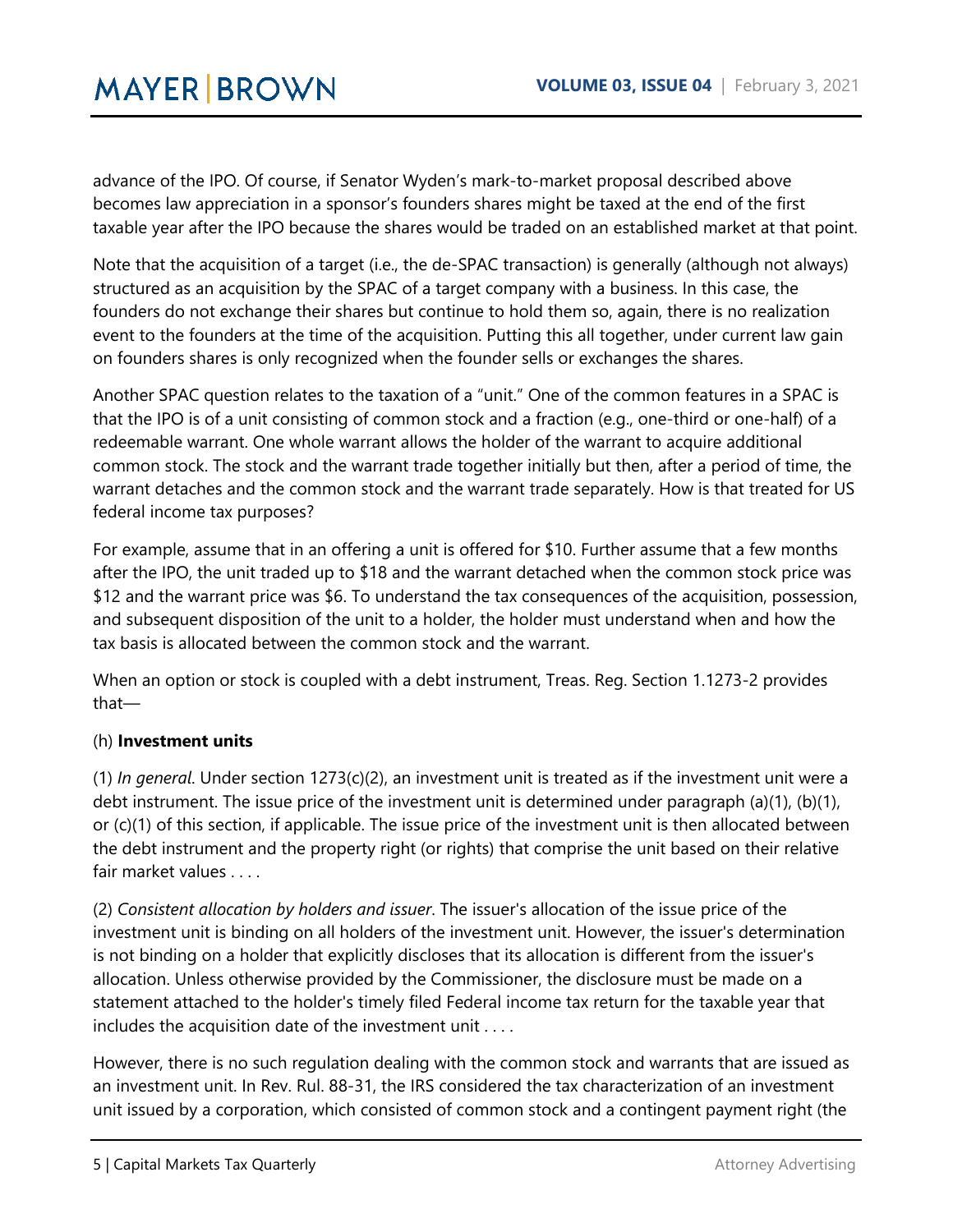advance of the IPO. Of course, if Senator Wyden's mark-to-market proposal described above becomes law appreciation in a sponsor's founders shares might be taxed at the end of the first taxable year after the IPO because the shares would be traded on an established market at that point.

Note that the acquisition of a target (i.e., the de-SPAC transaction) is generally (although not always) structured as an acquisition by the SPAC of a target company with a business. In this case, the founders do not exchange their shares but continue to hold them so, again, there is no realization event to the founders at the time of the acquisition. Putting this all together, under current law gain on founders shares is only recognized when the founder sells or exchanges the shares.

Another SPAC question relates to the taxation of a "unit." One of the common features in a SPAC is that the IPO is of a unit consisting of common stock and a fraction (e.g., one-third or one-half) of a redeemable warrant. One whole warrant allows the holder of the warrant to acquire additional common stock. The stock and the warrant trade together initially but then, after a period of time, the warrant detaches and the common stock and the warrant trade separately. How is that treated for US federal income tax purposes?

For example, assume that in an offering a unit is offered for $10. Further assume that a few months after the IPO, the unit traded up to $18 and the warrant detached when the common stock price was $12 and the warrant price was $6. To understand the tax consequences of the acquisition, possession, and subsequent disposition of the unit to a holder, the holder must understand when and how the tax basis is allocated between the common stock and the warrant.

When an option or stock is coupled with a debt instrument, Treas. Reg. Section 1.1273-2 provides that—

(h) **Investment units**

(1) *In general*. Under section 1273(c)(2), an investment unit is treated as if the investment unit were a debt instrument. The issue price of the investment unit is determined under paragraph (a)(1), (b)(1), or (c)(1) of this section, if applicable. The issue price of the investment unit is then allocated between the debt instrument and the property right (or rights) that comprise the unit based on their relative fair market values . . . .

(2) *Consistent allocation by holders and issuer*. The issuer's allocation of the issue price of the investment unit is binding on all holders of the investment unit. However, the issuer's determination is not binding on a holder that explicitly discloses that its allocation is different from the issuer's allocation. Unless otherwise provided by the Commissioner, the disclosure must be made on a statement attached to the holder's timely filed Federal income tax return for the taxable year that includes the acquisition date of the investment unit . . . .

However, there is no such regulation dealing with the common stock and warrants that are issued as an investment unit. In Rev. Rul. 88-31, the IRS considered the tax characterization of an investment unit issued by a corporation, which consisted of common stock and a contingent payment right (the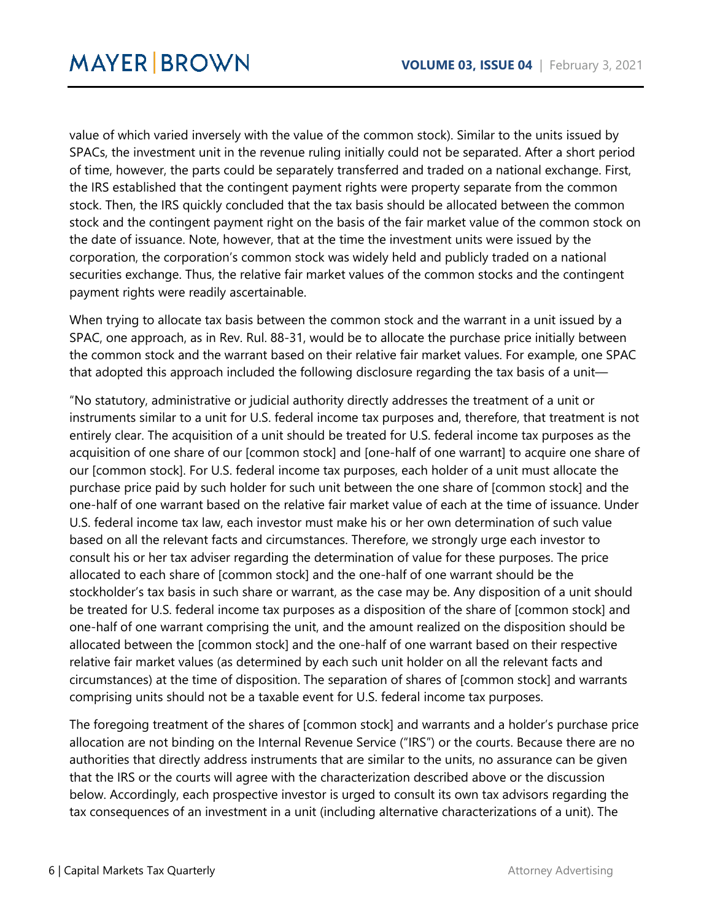value of which varied inversely with the value of the common stock). Similar to the units issued by SPACs, the investment unit in the revenue ruling initially could not be separated. After a short period of time, however, the parts could be separately transferred and traded on a national exchange. First, the IRS established that the contingent payment rights were property separate from the common stock. Then, the IRS quickly concluded that the tax basis should be allocated between the common stock and the contingent payment right on the basis of the fair market value of the common stock on the date of issuance. Note, however, that at the time the investment units were issued by the corporation, the corporation's common stock was widely held and publicly traded on a national securities exchange. Thus, the relative fair market values of the common stocks and the contingent payment rights were readily ascertainable.

When trying to allocate tax basis between the common stock and the warrant in a unit issued by a SPAC, one approach, as in Rev. Rul. 88-31, would be to allocate the purchase price initially between the common stock and the warrant based on their relative fair market values. For example, one SPAC that adopted this approach included the following disclosure regarding the tax basis of a unit—

"No statutory, administrative or judicial authority directly addresses the treatment of a unit or instruments similar to a unit for U.S. federal income tax purposes and, therefore, that treatment is not entirely clear. The acquisition of a unit should be treated for U.S. federal income tax purposes as the acquisition of one share of our [common stock] and [one-half of one warrant] to acquire one share of our [common stock]. For U.S. federal income tax purposes, each holder of a unit must allocate the purchase price paid by such holder for such unit between the one share of [common stock] and the one-half of one warrant based on the relative fair market value of each at the time of issuance. Under U.S. federal income tax law, each investor must make his or her own determination of such value based on all the relevant facts and circumstances. Therefore, we strongly urge each investor to consult his or her tax adviser regarding the determination of value for these purposes. The price allocated to each share of [common stock] and the one-half of one warrant should be the stockholder's tax basis in such share or warrant, as the case may be. Any disposition of a unit should be treated for U.S. federal income tax purposes as a disposition of the share of [common stock] and one-half of one warrant comprising the unit, and the amount realized on the disposition should be allocated between the [common stock] and the one-half of one warrant based on their respective relative fair market values (as determined by each such unit holder on all the relevant facts and circumstances) at the time of disposition. The separation of shares of [common stock] and warrants comprising units should not be a taxable event for U.S. federal income tax purposes.

The foregoing treatment of the shares of [common stock] and warrants and a holder's purchase price allocation are not binding on the Internal Revenue Service ("IRS") or the courts. Because there are no authorities that directly address instruments that are similar to the units, no assurance can be given that the IRS or the courts will agree with the characterization described above or the discussion below. Accordingly, each prospective investor is urged to consult its own tax advisors regarding the tax consequences of an investment in a unit (including alternative characterizations of a unit). The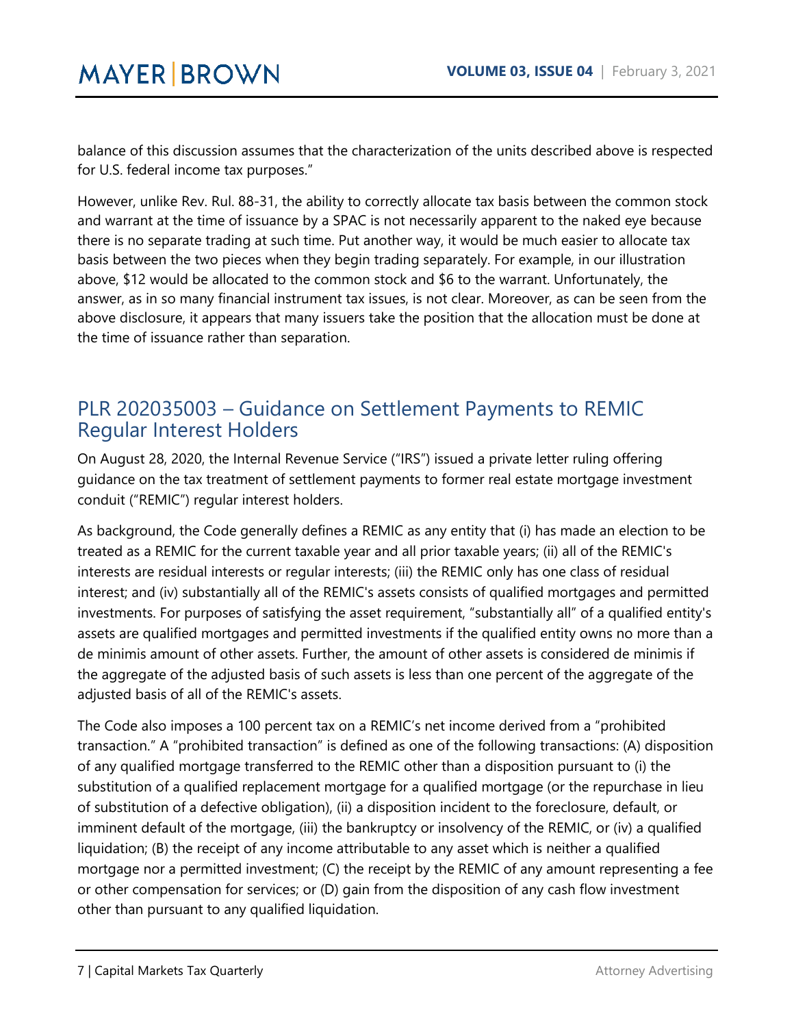balance of this discussion assumes that the characterization of the units described above is respected for U.S. federal income tax purposes."

However, unlike Rev. Rul. 88-31, the ability to correctly allocate tax basis between the common stock and warrant at the time of issuance by a SPAC is not necessarily apparent to the naked eye because there is no separate trading at such time. Put another way, it would be much easier to allocate tax basis between the two pieces when they begin trading separately. For example, in our illustration above, $12 would be allocated to the common stock and $6 to the warrant. Unfortunately, the answer, as in so many financial instrument tax issues, is not clear. Moreover, as can be seen from the above disclosure, it appears that many issuers take the position that the allocation must be done at the time of issuance rather than separation.

## PLR 202035003 – Guidance on Settlement Payments to REMIC Regular Interest Holders

On August 28, 2020, the Internal Revenue Service ("IRS") issued a private letter ruling offering guidance on the tax treatment of settlement payments to former real estate mortgage investment conduit ("REMIC") regular interest holders.

As background, the Code generally defines a REMIC as any entity that (i) has made an election to be treated as a REMIC for the current taxable year and all prior taxable years; (ii) all of the REMIC's interests are residual interests or regular interests; (iii) the REMIC only has one class of residual interest; and (iv) substantially all of the REMIC's assets consists of qualified mortgages and permitted investments. For purposes of satisfying the asset requirement, "substantially all" of a qualified entity's assets are qualified mortgages and permitted investments if the qualified entity owns no more than a de minimis amount of other assets. Further, the amount of other assets is considered de minimis if the aggregate of the adjusted basis of such assets is less than one percent of the aggregate of the adjusted basis of all of the REMIC's assets.

The Code also imposes a 100 percent tax on a REMIC's net income derived from a "prohibited transaction." A "prohibited transaction" is defined as one of the following transactions: (A) disposition of any qualified mortgage transferred to the REMIC other than a disposition pursuant to (i) the substitution of a qualified replacement mortgage for a qualified mortgage (or the repurchase in lieu of substitution of a defective obligation), (ii) a disposition incident to the foreclosure, default, or imminent default of the mortgage, (iii) the bankruptcy or insolvency of the REMIC, or (iv) a qualified liquidation; (B) the receipt of any income attributable to any asset which is neither a qualified mortgage nor a permitted investment; (C) the receipt by the REMIC of any amount representing a fee or other compensation for services; or (D) gain from the disposition of any cash flow investment other than pursuant to any qualified liquidation.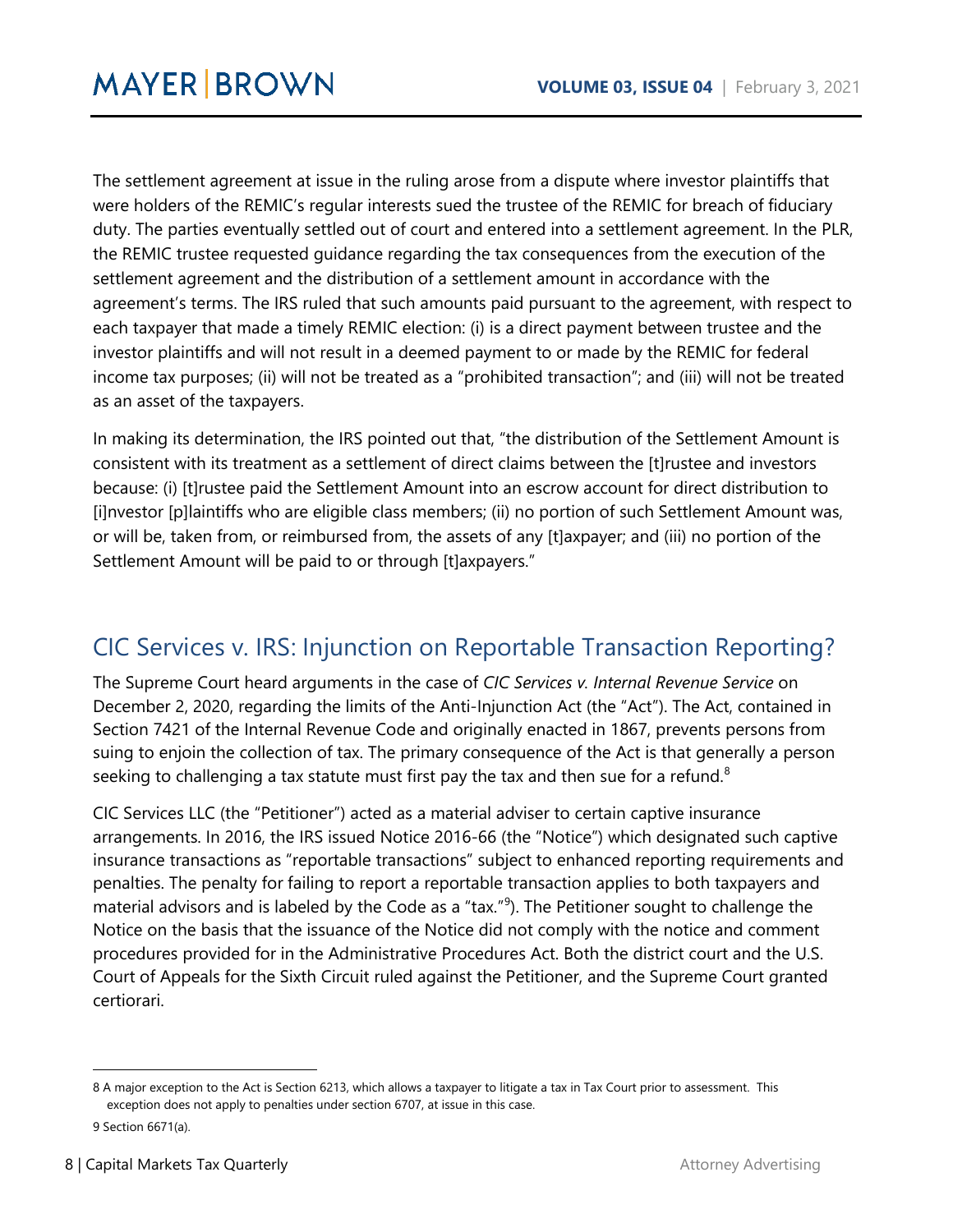The settlement agreement at issue in the ruling arose from a dispute where investor plaintiffs that were holders of the REMIC's regular interests sued the trustee of the REMIC for breach of fiduciary duty. The parties eventually settled out of court and entered into a settlement agreement. In the PLR, the REMIC trustee requested guidance regarding the tax consequences from the execution of the settlement agreement and the distribution of a settlement amount in accordance with the agreement's terms. The IRS ruled that such amounts paid pursuant to the agreement, with respect to each taxpayer that made a timely REMIC election: (i) is a direct payment between trustee and the investor plaintiffs and will not result in a deemed payment to or made by the REMIC for federal income tax purposes; (ii) will not be treated as a "prohibited transaction"; and (iii) will not be treated as an asset of the taxpayers.

In making its determination, the IRS pointed out that, "the distribution of the Settlement Amount is consistent with its treatment as a settlement of direct claims between the [t]rustee and investors because: (i) [t]rustee paid the Settlement Amount into an escrow account for direct distribution to [i]nvestor [p]laintiffs who are eligible class members; (ii) no portion of such Settlement Amount was, or will be, taken from, or reimbursed from, the assets of any [t]axpayer; and (iii) no portion of the Settlement Amount will be paid to or through [t]axpayers."

## CIC Services v. IRS: Injunction on Reportable Transaction Reporting?

The Supreme Court heard arguments in the case of *CIC Services v. Internal Revenue Service* on December 2, 2020, regarding the limits of the Anti-Injunction Act (the "Act"). The Act, contained in Section 7421 of the Internal Revenue Code and originally enacted in 1867, prevents persons from suing to enjoin the collection of tax. The primary consequence of the Act is that generally a person seeking to challenging a tax statute must first pay the tax and then sue for a refund.[8]

CIC Services LLC (the "Petitioner") acted as a material adviser to certain captive insurance arrangements. In 2016, the IRS issued Notice 2016-66 (the "Notice") which designated such captive insurance transactions as "reportable transactions" subject to enhanced reporting requirements and penalties. The penalty for failing to report a reportable transaction applies to both taxpayers and material advisors and is labeled by the Code as a "tax."[9]). The Petitioner sought to challenge the Notice on the basis that the issuance of the Notice did not comply with the notice and comment procedures provided for in the Administrative Procedures Act. Both the district court and the U.S. Court of Appeals for the Sixth Circuit ruled against the Petitioner, and the Supreme Court granted certiorari.

---

8 A major exception to the Act is Section 6213, which allows a taxpayer to litigate a tax in Tax Court prior to assessment. This exception does not apply to penalties under section 6707, at issue in this case.

9 Section 6671(a).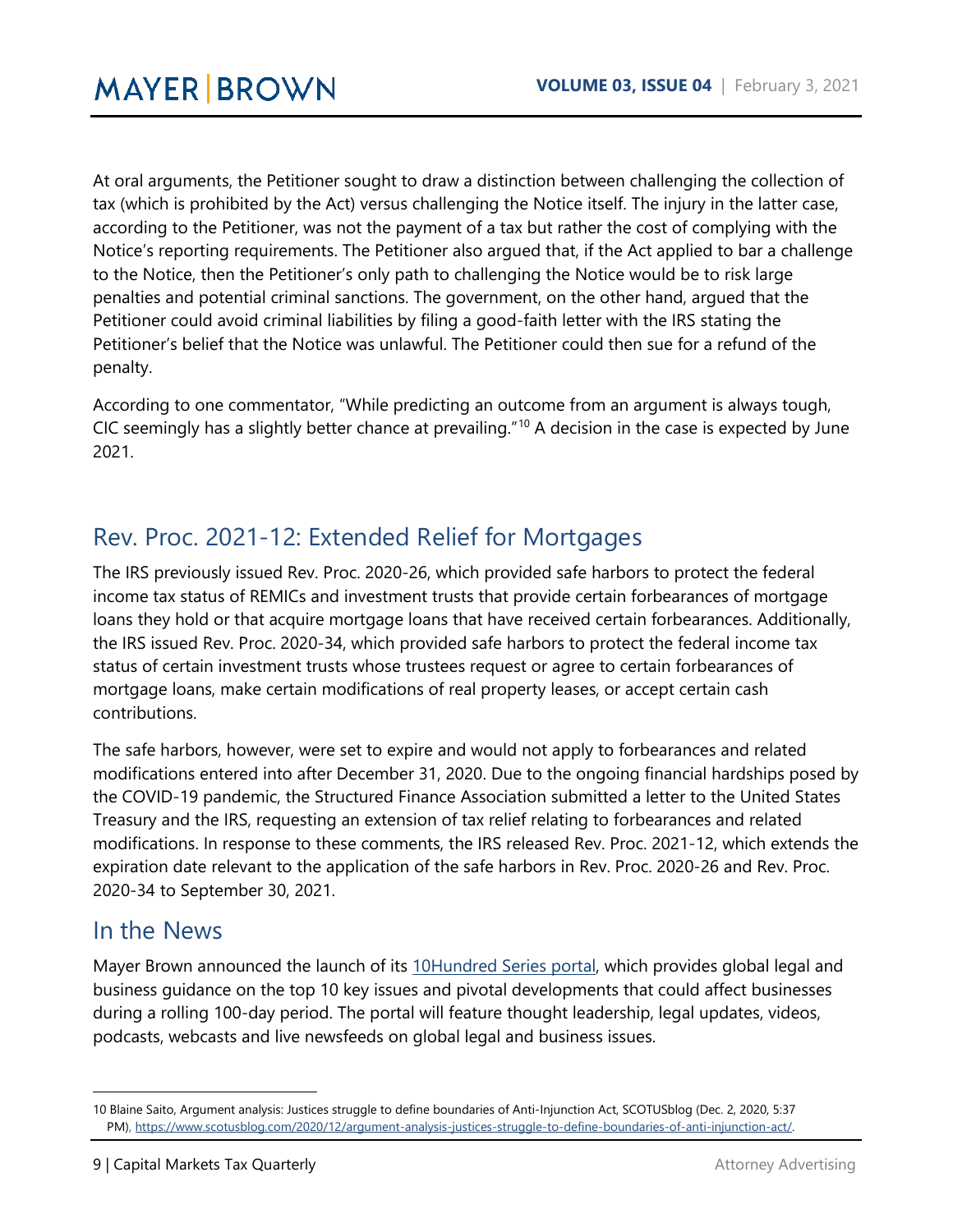At oral arguments, the Petitioner sought to draw a distinction between challenging the collection of tax (which is prohibited by the Act) versus challenging the Notice itself. The injury in the latter case, according to the Petitioner, was not the payment of a tax but rather the cost of complying with the Notice's reporting requirements. The Petitioner also argued that, if the Act applied to bar a challenge to the Notice, then the Petitioner's only path to challenging the Notice would be to risk large penalties and potential criminal sanctions. The government, on the other hand, argued that the Petitioner could avoid criminal liabilities by filing a good-faith letter with the IRS stating the Petitioner's belief that the Notice was unlawful. The Petitioner could then sue for a refund of the penalty.

According to one commentator, "While predicting an outcome from an argument is always tough, CIC seemingly has a slightly better chance at prevailing."[10] A decision in the case is expected by June 2021.

## Rev. Proc. 2021-12: Extended Relief for Mortgages

The IRS previously issued Rev. Proc. 2020-26, which provided safe harbors to protect the federal income tax status of REMICs and investment trusts that provide certain forbearances of mortgage loans they hold or that acquire mortgage loans that have received certain forbearances. Additionally, the IRS issued Rev. Proc. 2020-34, which provided safe harbors to protect the federal income tax status of certain investment trusts whose trustees request or agree to certain forbearances of mortgage loans, make certain modifications of real property leases, or accept certain cash contributions.

The safe harbors, however, were set to expire and would not apply to forbearances and related modifications entered into after December 31, 2020. Due to the ongoing financial hardships posed by the COVID-19 pandemic, the Structured Finance Association submitted a letter to the United States Treasury and the IRS, requesting an extension of tax relief relating to forbearances and related modifications. In response to these comments, the IRS released Rev. Proc. 2021-12, which extends the expiration date relevant to the application of the safe harbors in Rev. Proc. 2020-26 and Rev. Proc. 2020-34 to September 30, 2021.

## In the News

Mayer Brown announced the launch of its 10Hundred Series portal, which provides global legal and business guidance on the top 10 key issues and pivotal developments that could affect businesses during a rolling 100-day period. The portal will feature thought leadership, legal updates, videos, podcasts, webcasts and live newsfeeds on global legal and business issues.

---

10 Blaine Saito, Argument analysis: Justices struggle to define boundaries of Anti-Injunction Act, SCOTUSblog (Dec. 2, 2020, 5:37 PM), https://www.scotusblog.com/2020/12/argument-analysis-justices-struggle-to-define-boundaries-of-anti-injunction-act/.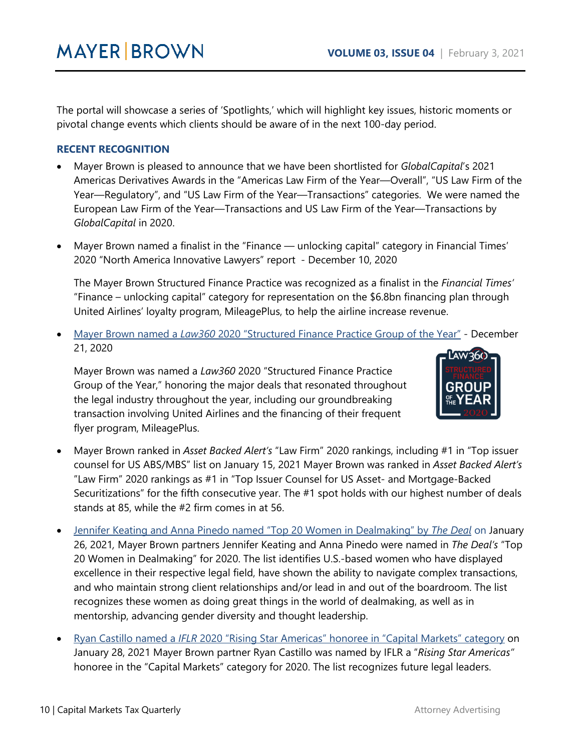The portal will showcase a series of 'Spotlights,' which will highlight key issues, historic moments or pivotal change events which clients should be aware of in the next 100-day period.

### RECENT RECOGNITION

- Mayer Brown is pleased to announce that we have been shortlisted for *GlobalCapital*'s 2021 Americas Derivatives Awards in the "Americas Law Firm of the Year—Overall", "US Law Firm of the Year—Regulatory", and "US Law Firm of the Year—Transactions" categories. We were named the European Law Firm of the Year—Transactions and US Law Firm of the Year—Transactions by *GlobalCapital* in 2020.

- Mayer Brown named a finalist in the "Finance — unlocking capital" category in Financial Times' 2020 "North America Innovative Lawyers" report - December 10, 2020

  The Mayer Brown Structured Finance Practice was recognized as a finalist in the *Financial Times'* "Finance – unlocking capital" category for representation on the $6.8bn financing plan through United Airlines' loyalty program, MileagePlus, to help the airline increase revenue.

- Mayer Brown named a *Law360* 2020 "Structured Finance Practice Group of the Year" - December 21, 2020

  Mayer Brown was named a *Law360* 2020 "Structured Finance Practice Group of the Year," honoring the major deals that resonated throughout the legal industry throughout the year, including our groundbreaking transaction involving United Airlines and the financing of their frequent flyer program, MileagePlus.

- Mayer Brown ranked in *Asset Backed Alert's* "Law Firm" 2020 rankings, including #1 in "Top issuer counsel for US ABS/MBS" list on January 15, 2021 Mayer Brown was ranked in *Asset Backed Alert's* "Law Firm" 2020 rankings as #1 in "Top Issuer Counsel for US Asset- and Mortgage-Backed Securitizations" for the fifth consecutive year. The #1 spot holds with our highest number of deals stands at 85, while the #2 firm comes in at 56.

- Jennifer Keating and Anna Pinedo named "Top 20 Women in Dealmaking" by *The Deal* on January 26, 2021, Mayer Brown partners Jennifer Keating and Anna Pinedo were named in *The Deal's* "Top 20 Women in Dealmaking" for 2020. The list identifies U.S.-based women who have displayed excellence in their respective legal field, have shown the ability to navigate complex transactions, and who maintain strong client relationships and/or lead in and out of the boardroom. The list recognizes these women as doing great things in the world of dealmaking, as well as in mentorship, advancing gender diversity and thought leadership.

- Ryan Castillo named a *IFLR* 2020 "Rising Star Americas" honoree in "Capital Markets" category on January 28, 2021 Mayer Brown partner Ryan Castillo was named by IFLR a "*Rising Star Americas*" honoree in the "Capital Markets" category for 2020. The list recognizes future legal leaders.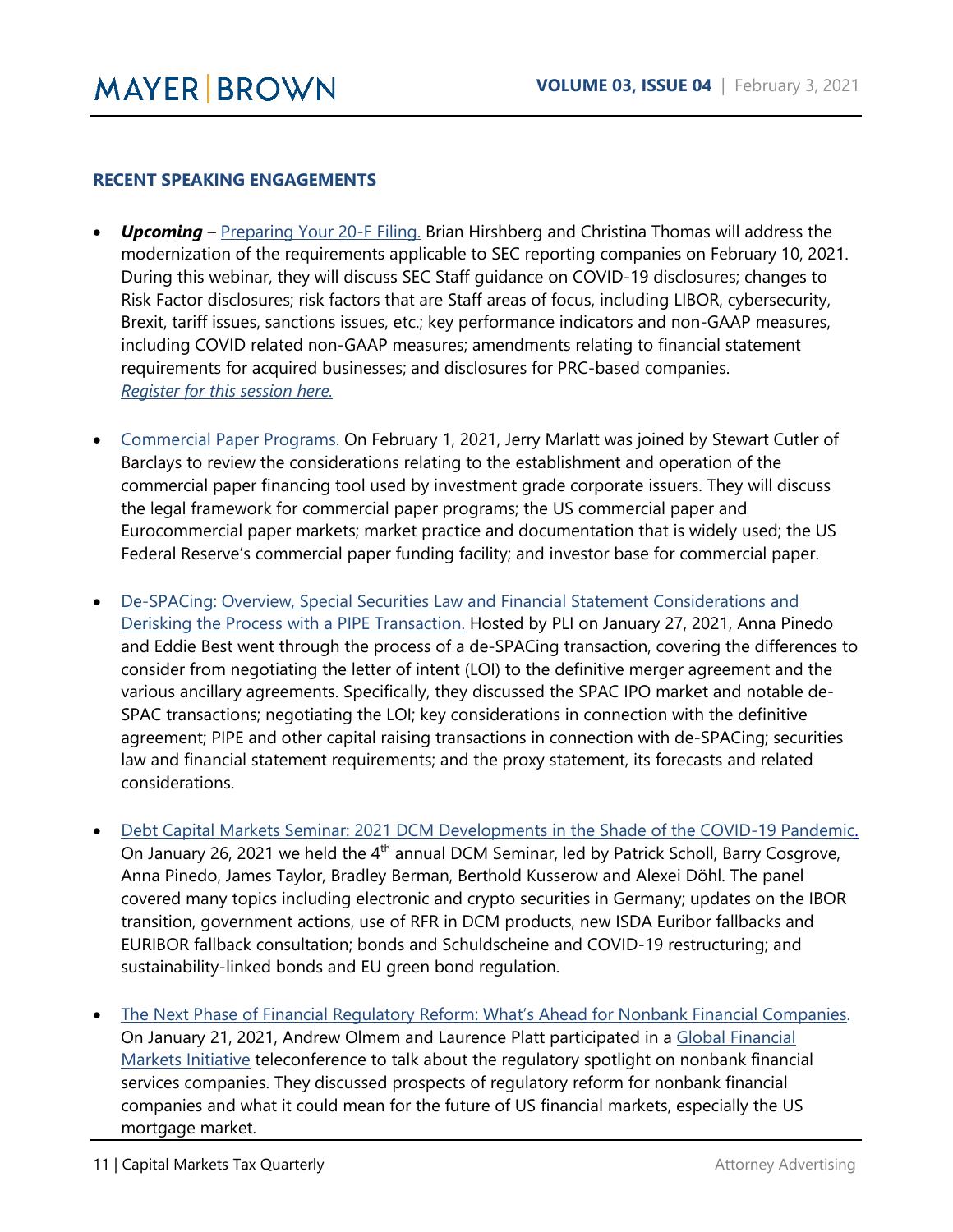## RECENT SPEAKING ENGAGEMENTS

- ***Upcoming*** – Preparing Your 20-F Filing. Brian Hirshberg and Christina Thomas will address the modernization of the requirements applicable to SEC reporting companies on February 10, 2021. During this webinar, they will discuss SEC Staff guidance on COVID-19 disclosures; changes to Risk Factor disclosures; risk factors that are Staff areas of focus, including LIBOR, cybersecurity, Brexit, tariff issues, sanctions issues, etc.; key performance indicators and non-GAAP measures, including COVID related non-GAAP measures; amendments relating to financial statement requirements for acquired businesses; and disclosures for PRC-based companies. *Register for this session here.*

- Commercial Paper Programs. On February 1, 2021, Jerry Marlatt was joined by Stewart Cutler of Barclays to review the considerations relating to the establishment and operation of the commercial paper financing tool used by investment grade corporate issuers. They will discuss the legal framework for commercial paper programs; the US commercial paper and Eurocommercial paper markets; market practice and documentation that is widely used; the US Federal Reserve's commercial paper funding facility; and investor base for commercial paper.

- De-SPACing: Overview, Special Securities Law and Financial Statement Considerations and Derisking the Process with a PIPE Transaction. Hosted by PLI on January 27, 2021, Anna Pinedo and Eddie Best went through the process of a de-SPACing transaction, covering the differences to consider from negotiating the letter of intent (LOI) to the definitive merger agreement and the various ancillary agreements. Specifically, they discussed the SPAC IPO market and notable de-SPAC transactions; negotiating the LOI; key considerations in connection with the definitive agreement; PIPE and other capital raising transactions in connection with de-SPACing; securities law and financial statement requirements; and the proxy statement, its forecasts and related considerations.

- Debt Capital Markets Seminar: 2021 DCM Developments in the Shade of the COVID-19 Pandemic. On January 26, 2021 we held the 4th annual DCM Seminar, led by Patrick Scholl, Barry Cosgrove, Anna Pinedo, James Taylor, Bradley Berman, Berthold Kusserow and Alexei Döhl. The panel covered many topics including electronic and crypto securities in Germany; updates on the IBOR transition, government actions, use of RFR in DCM products, new ISDA Euribor fallbacks and EURIBOR fallback consultation; bonds and Schuldscheine and COVID-19 restructuring; and sustainability-linked bonds and EU green bond regulation.

- The Next Phase of Financial Regulatory Reform: What's Ahead for Nonbank Financial Companies. On January 21, 2021, Andrew Olmem and Laurence Platt participated in a Global Financial Markets Initiative teleconference to talk about the regulatory spotlight on nonbank financial services companies. They discussed prospects of regulatory reform for nonbank financial companies and what it could mean for the future of US financial markets, especially the US mortgage market.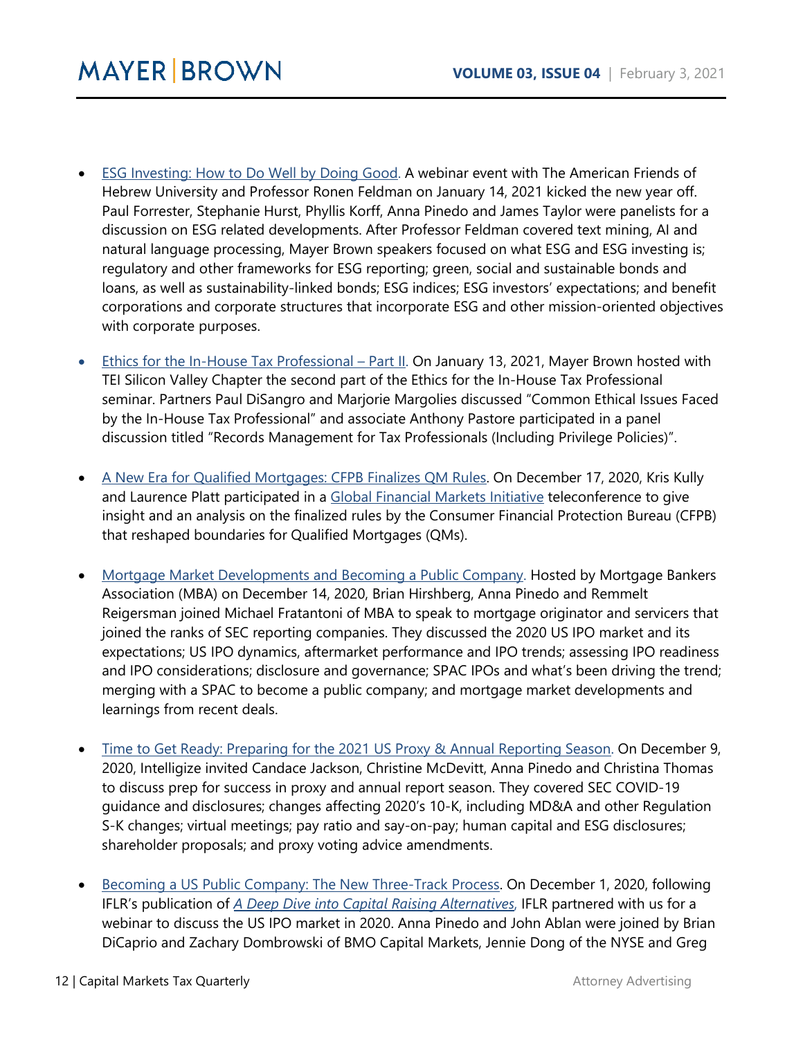- ESG Investing: How to Do Well by Doing Good. A webinar event with The American Friends of Hebrew University and Professor Ronen Feldman on January 14, 2021 kicked the new year off. Paul Forrester, Stephanie Hurst, Phyllis Korff, Anna Pinedo and James Taylor were panelists for a discussion on ESG related developments. After Professor Feldman covered text mining, AI and natural language processing, Mayer Brown speakers focused on what ESG and ESG investing is; regulatory and other frameworks for ESG reporting; green, social and sustainable bonds and loans, as well as sustainability-linked bonds; ESG indices; ESG investors' expectations; and benefit corporations and corporate structures that incorporate ESG and other mission-oriented objectives with corporate purposes.

- Ethics for the In-House Tax Professional – Part II. On January 13, 2021, Mayer Brown hosted with TEI Silicon Valley Chapter the second part of the Ethics for the In-House Tax Professional seminar. Partners Paul DiSangro and Marjorie Margolies discussed "Common Ethical Issues Faced by the In-House Tax Professional" and associate Anthony Pastore participated in a panel discussion titled "Records Management for Tax Professionals (Including Privilege Policies)".

- A New Era for Qualified Mortgages: CFPB Finalizes QM Rules. On December 17, 2020, Kris Kully and Laurence Platt participated in a Global Financial Markets Initiative teleconference to give insight and an analysis on the finalized rules by the Consumer Financial Protection Bureau (CFPB) that reshaped boundaries for Qualified Mortgages (QMs).

- Mortgage Market Developments and Becoming a Public Company. Hosted by Mortgage Bankers Association (MBA) on December 14, 2020, Brian Hirshberg, Anna Pinedo and Remmelt Reigersman joined Michael Fratantoni of MBA to speak to mortgage originator and servicers that joined the ranks of SEC reporting companies. They discussed the 2020 US IPO market and its expectations; US IPO dynamics, aftermarket performance and IPO trends; assessing IPO readiness and IPO considerations; disclosure and governance; SPAC IPOs and what's been driving the trend; merging with a SPAC to become a public company; and mortgage market developments and learnings from recent deals.

- Time to Get Ready: Preparing for the 2021 US Proxy & Annual Reporting Season. On December 9, 2020, Intelligize invited Candace Jackson, Christine McDevitt, Anna Pinedo and Christina Thomas to discuss prep for success in proxy and annual report season. They covered SEC COVID-19 guidance and disclosures; changes affecting 2020's 10-K, including MD&A and other Regulation S-K changes; virtual meetings; pay ratio and say-on-pay; human capital and ESG disclosures; shareholder proposals; and proxy voting advice amendments.

- Becoming a US Public Company: The New Three-Track Process. On December 1, 2020, following IFLR's publication of *A Deep Dive into Capital Raising Alternatives*, IFLR partnered with us for a webinar to discuss the US IPO market in 2020. Anna Pinedo and John Ablan were joined by Brian DiCaprio and Zachary Dombrowski of BMO Capital Markets, Jennie Dong of the NYSE and Greg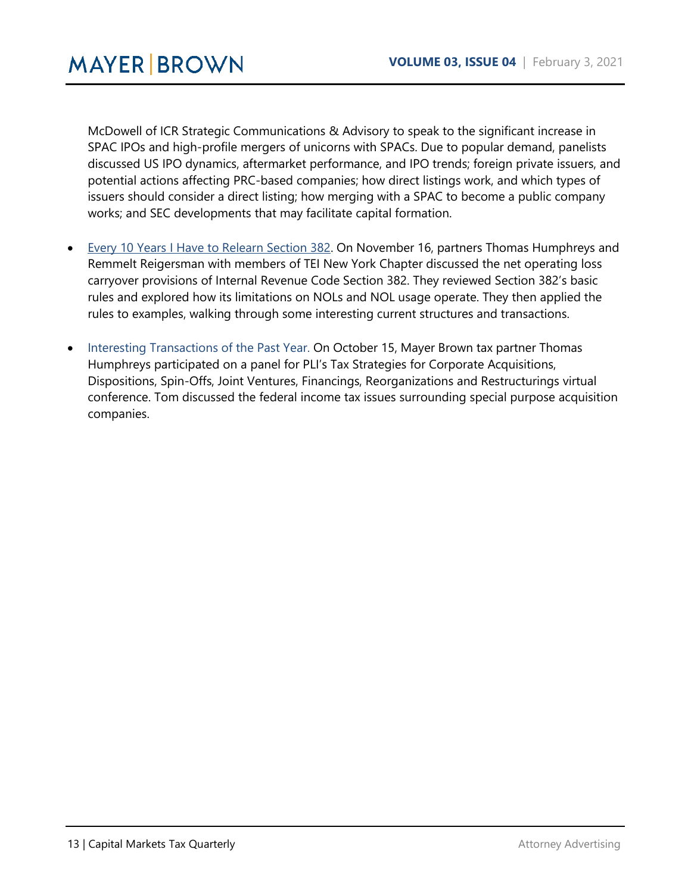McDowell of ICR Strategic Communications & Advisory to speak to the significant increase in SPAC IPOs and high-profile mergers of unicorns with SPACs. Due to popular demand, panelists discussed US IPO dynamics, aftermarket performance, and IPO trends; foreign private issuers, and potential actions affecting PRC-based companies; how direct listings work, and which types of issuers should consider a direct listing; how merging with a SPAC to become a public company works; and SEC developments that may facilitate capital formation.

- Every 10 Years I Have to Relearn Section 382. On November 16, partners Thomas Humphreys and Remmelt Reigersman with members of TEI New York Chapter discussed the net operating loss carryover provisions of Internal Revenue Code Section 382. They reviewed Section 382's basic rules and explored how its limitations on NOLs and NOL usage operate. They then applied the rules to examples, walking through some interesting current structures and transactions.

- Interesting Transactions of the Past Year. On October 15, Mayer Brown tax partner Thomas Humphreys participated on a panel for PLI's Tax Strategies for Corporate Acquisitions, Dispositions, Spin-Offs, Joint Ventures, Financings, Reorganizations and Restructurings virtual conference. Tom discussed the federal income tax issues surrounding special purpose acquisition companies.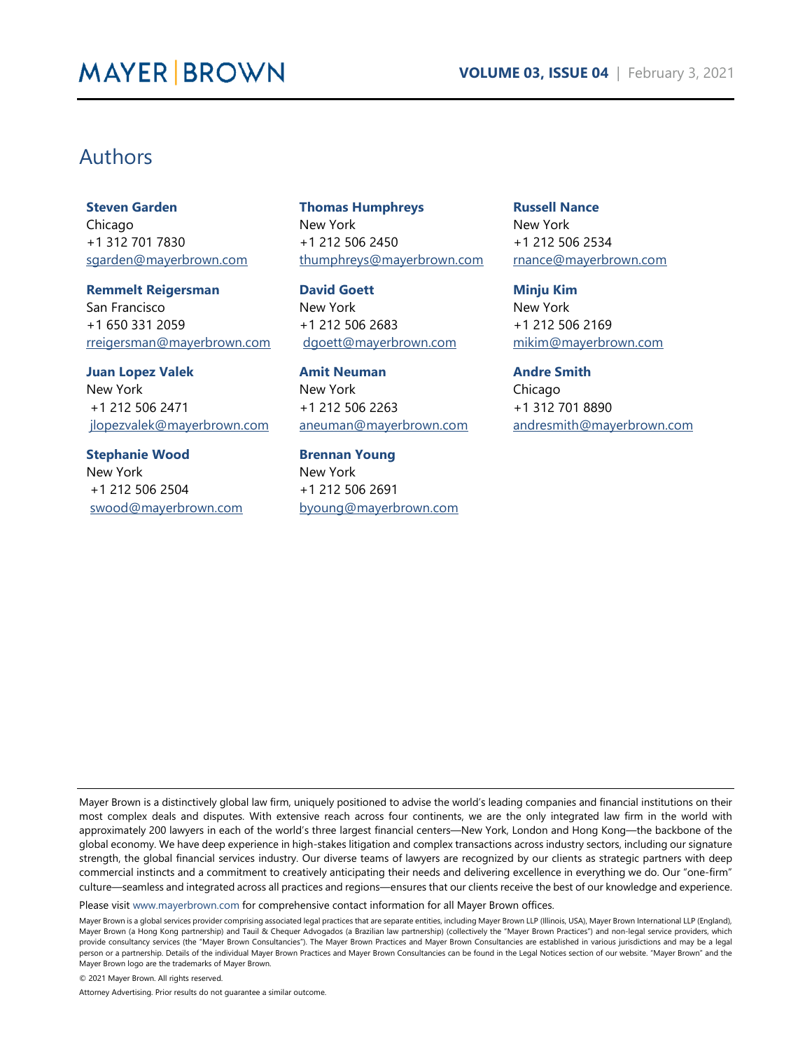## Authors

**Steven Garden**
Chicago
+1 312 701 7830
sgarden@mayerbrown.com

**Thomas Humphreys**
New York
+1 212 506 2450
thumphreys@mayerbrown.com

**Russell Nance**
New York
+1 212 506 2534
rnance@mayerbrown.com

**Remmelt Reigersman**
San Francisco
+1 650 331 2059
rreigersman@mayerbrown.com

**David Goett**
New York
+1 212 506 2683
dgoett@mayerbrown.com

**Minju Kim**
New York
+1 212 506 2169
mikim@mayerbrown.com

**Juan Lopez Valek**
New York
+1 212 506 2471
jlopezvalek@mayerbrown.com

**Amit Neuman**
New York
+1 212 506 2263
aneuman@mayerbrown.com

**Andre Smith**
Chicago
+1 312 701 8890
andresmith@mayerbrown.com

**Stephanie Wood**
New York
+1 212 506 2504
swood@mayerbrown.com

**Brennan Young**
New York
+1 212 506 2691
byoung@mayerbrown.com

---

Mayer Brown is a distinctively global law firm, uniquely positioned to advise the world's leading companies and financial institutions on their most complex deals and disputes. With extensive reach across four continents, we are the only integrated law firm in the world with approximately 200 lawyers in each of the world's three largest financial centers—New York, London and Hong Kong—the backbone of the global economy. We have deep experience in high-stakes litigation and complex transactions across industry sectors, including our signature strength, the global financial services industry. Our diverse teams of lawyers are recognized by our clients as strategic partners with deep commercial instincts and a commitment to creatively anticipating their needs and delivering excellence in everything we do. Our "one-firm" culture—seamless and integrated across all practices and regions—ensures that our clients receive the best of our knowledge and experience.

Please visit www.mayerbrown.com for comprehensive contact information for all Mayer Brown offices.

Mayer Brown is a global services provider comprising associated legal practices that are separate entities, including Mayer Brown LLP (Illinois, USA), Mayer Brown International LLP (England), Mayer Brown (a Hong Kong partnership) and Tauil & Chequer Advogados (a Brazilian law partnership) (collectively the "Mayer Brown Practices") and non-legal service providers, which provide consultancy services (the "Mayer Brown Consultancies"). The Mayer Brown Practices and Mayer Brown Consultancies are established in various jurisdictions and may be a legal person or a partnership. Details of the individual Mayer Brown Practices and Mayer Brown Consultancies can be found in the Legal Notices section of our website. "Mayer Brown" and the Mayer Brown logo are the trademarks of Mayer Brown.

© 2021 Mayer Brown. All rights reserved.

Attorney Advertising. Prior results do not guarantee a similar outcome.